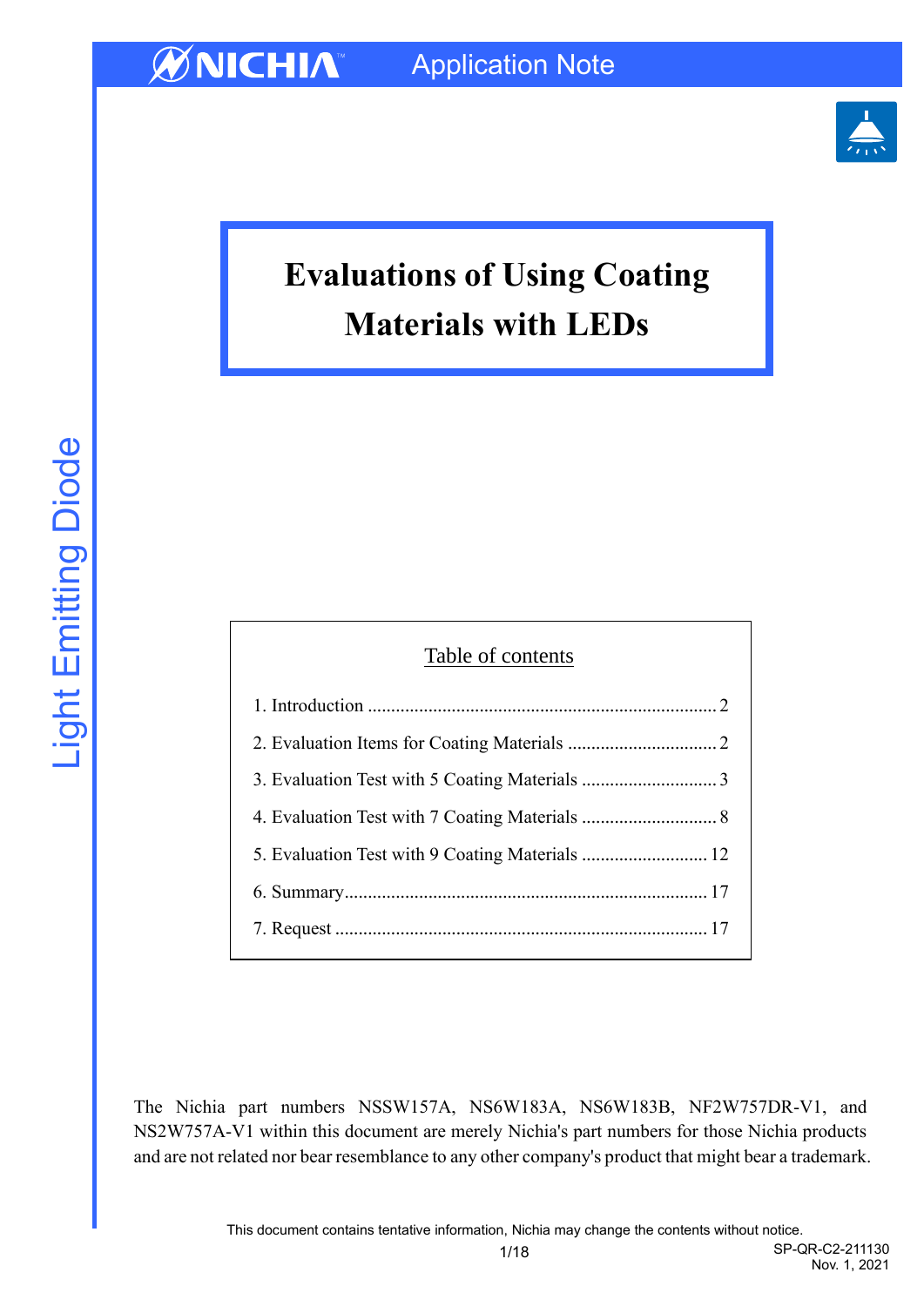NICHIA Application Note

# Evaluations of Using Coating Materials with LEDs

Light Emitting Diode

Table of contents

1. Introduction ........................................................................ 2
2. Evaluation Items for Coating Materials ............................... 2
3. Evaluation Test with 5 Coating Materials ............................ 3
4. Evaluation Test with 7 Coating Materials ............................ 8
5. Evaluation Test with 9 Coating Materials ........................... 12
6. Summary............................................................................ 17
7. Request ............................................................................. 17

The Nichia part numbers NSSW157A, NS6W183A, NS6W183B, NF2W757DR-V1, and NS2W757A-V1 within this document are merely Nichia's part numbers for those Nichia products and are not related nor bear resemblance to any other company's product that might bear a trademark.

This document contains tentative information, Nichia may change the contents without notice.

SP-QR-C2-211130
Nov. 1, 2021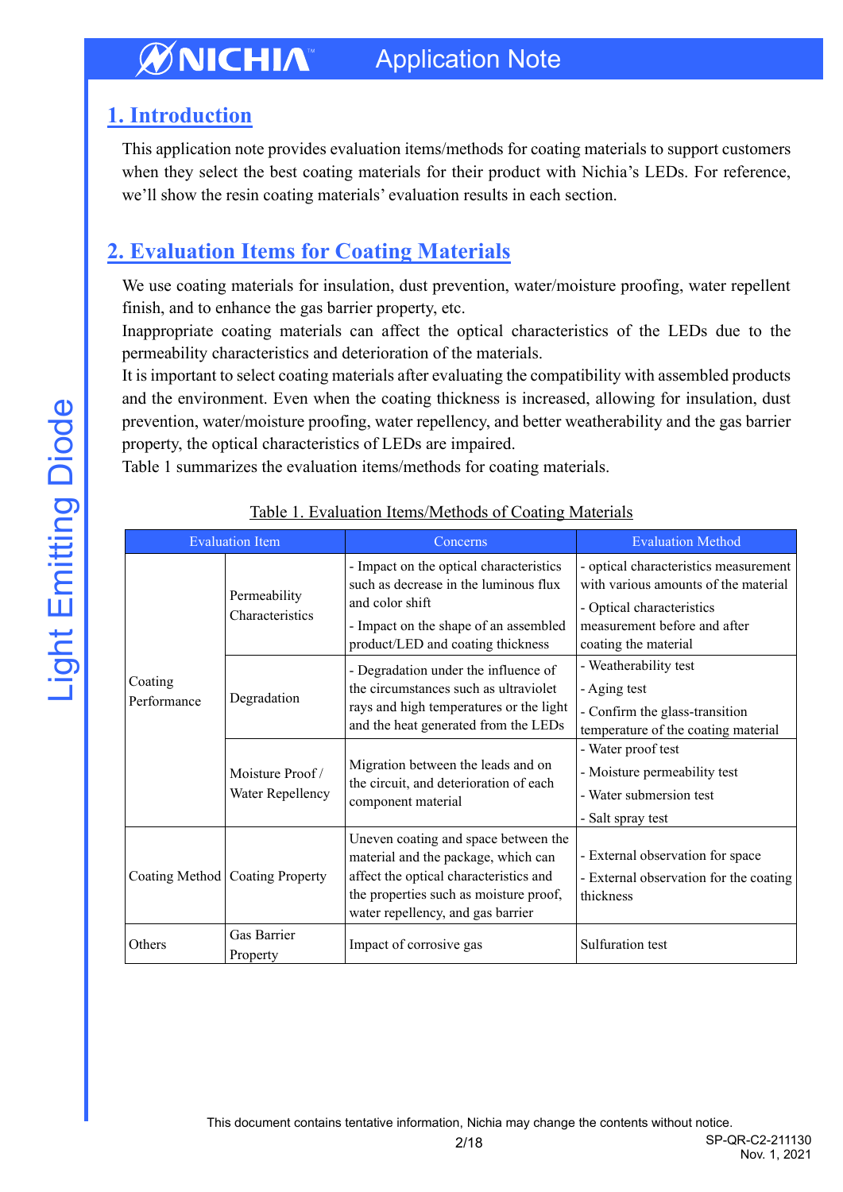## 1. Introduction

This application note provides evaluation items/methods for coating materials to support customers when they select the best coating materials for their product with Nichia's LEDs. For reference, we'll show the resin coating materials' evaluation results in each section.

## 2. Evaluation Items for Coating Materials

We use coating materials for insulation, dust prevention, water/moisture proofing, water repellent finish, and to enhance the gas barrier property, etc.

Inappropriate coating materials can affect the optical characteristics of the LEDs due to the permeability characteristics and deterioration of the materials.

It is important to select coating materials after evaluating the compatibility with assembled products and the environment. Even when the coating thickness is increased, allowing for insulation, dust prevention, water/moisture proofing, water repellency, and better weatherability and the gas barrier property, the optical characteristics of LEDs are impaired.

Table 1 summarizes the evaluation items/methods for coating materials.

Table 1. Evaluation Items/Methods of Coating Materials

| Evaluation Item | | Concerns | Evaluation Method |
|---|---|---|---|
| Coating Performance | Permeability Characteristics | - Impact on the optical characteristics such as decrease in the luminous flux and color shift<br>- Impact on the shape of an assembled product/LED and coating thickness | - optical characteristics measurement with various amounts of the material<br>- Optical characteristics measurement before and after coating the material |
| | Degradation | - Degradation under the influence of the circumstances such as ultraviolet rays and high temperatures or the light and the heat generated from the LEDs | - Weatherability test<br>- Aging test<br>- Confirm the glass-transition temperature of the coating material |
| | Moisture Proof / Water Repellency | Migration between the leads and on the circuit, and deterioration of each component material | - Water proof test<br>- Moisture permeability test<br>- Water submersion test<br>- Salt spray test |
| Coating Method | Coating Property | Uneven coating and space between the material and the package, which can affect the optical characteristics and the properties such as moisture proof, water repellency, and gas barrier | - External observation for space<br>- External observation for the coating thickness |
| Others | Gas Barrier Property | Impact of corrosive gas | Sulfuration test |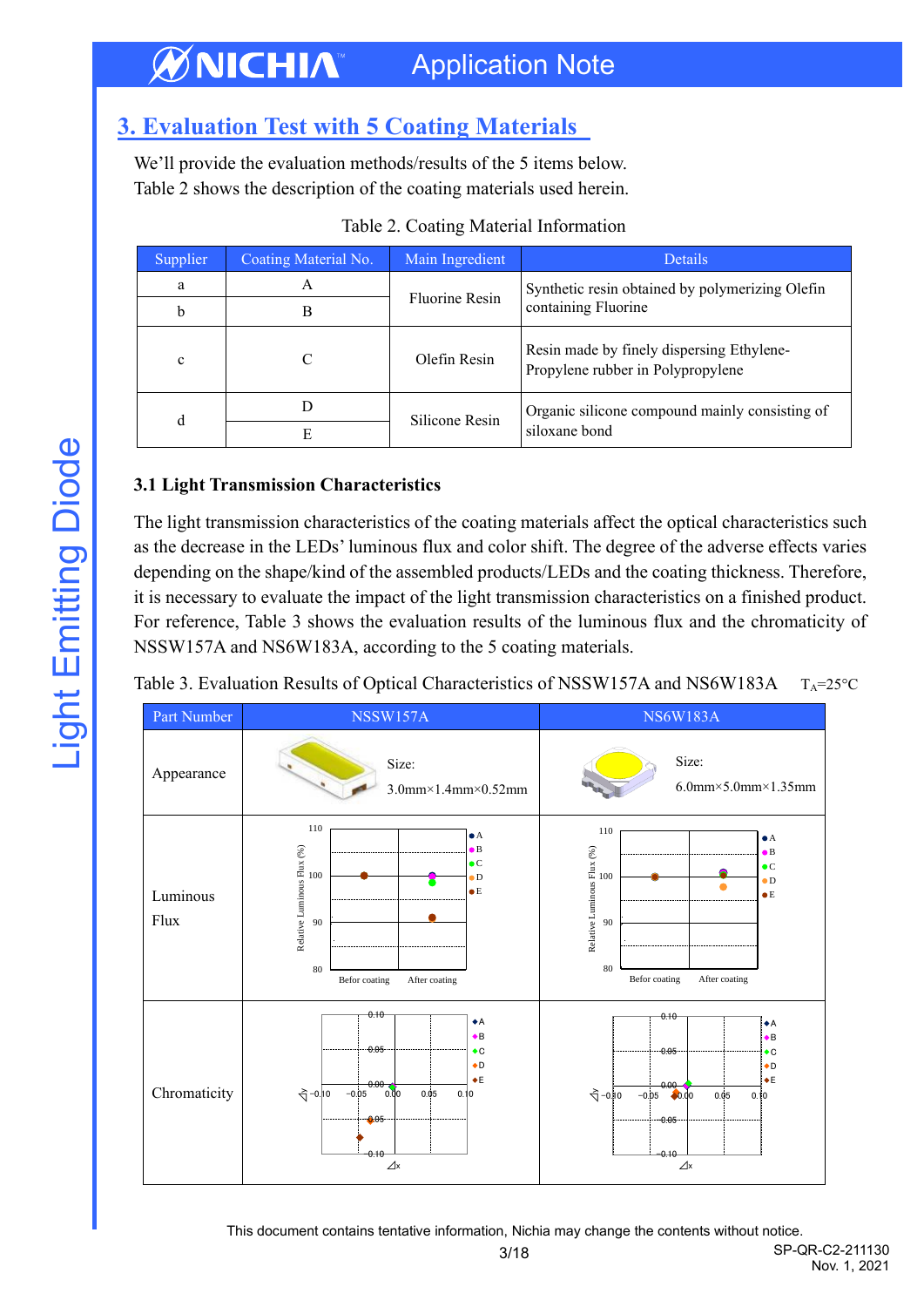## 3. Evaluation Test with 5 Coating Materials

We'll provide the evaluation methods/results of the 5 items below.
Table 2 shows the description of the coating materials used herein.

Table 2. Coating Material Information

| Supplier | Coating Material No. | Main Ingredient | Details |
|---|---|---|---|
| a | A | Fluorine Resin | Synthetic resin obtained by polymerizing Olefin containing Fluorine |
| b | B | | |
| c | C | Olefin Resin | Resin made by finely dispersing Ethylene-Propylene rubber in Polypropylene |
| d | D | Silicone Resin | Organic silicone compound mainly consisting of siloxane bond |
| | E | | |

### 3.1 Light Transmission Characteristics

The light transmission characteristics of the coating materials affect the optical characteristics such as the decrease in the LEDs' luminous flux and color shift. The degree of the adverse effects varies depending on the shape/kind of the assembled products/LEDs and the coating thickness. Therefore, it is necessary to evaluate the impact of the light transmission characteristics on a finished product. For reference, Table 3 shows the evaluation results of the luminous flux and the chromaticity of NSSW157A and NS6W183A, according to the 5 coating materials.

Table 3. Evaluation Results of Optical Characteristics of NSSW157A and NS6W183A $T_A$=25°C

| Part Number | NSSW157A | NS6W183A |
|---|---|---|
| Appearance | Size: 3.0mm×1.4mm×0.52mm | Size: 6.0mm×5.0mm×1.35mm |
| Luminous Flux | | |
| Chromaticity | | |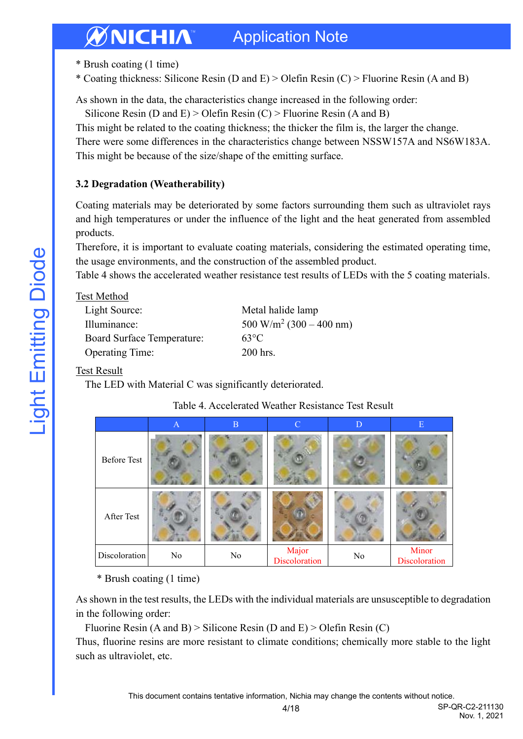* Brush coating (1 time)
* Coating thickness: Silicone Resin (D and E) > Olefin Resin (C) > Fluorine Resin (A and B)

As shown in the data, the characteristics change increased in the following order:

Silicone Resin (D and E) > Olefin Resin (C) > Fluorine Resin (A and B)

This might be related to the coating thickness; the thicker the film is, the larger the change.
There were some differences in the characteristics change between NSSW157A and NS6W183A.
This might be because of the size/shape of the emitting surface.

### 3.2 Degradation (Weatherability)

Coating materials may be deteriorated by some factors surrounding them such as ultraviolet rays and high temperatures or under the influence of the light and the heat generated from assembled products.
Therefore, it is important to evaluate coating materials, considering the estimated operating time, the usage environments, and the construction of the assembled product.
Table 4 shows the accelerated weather resistance test results of LEDs with the 5 coating materials.

Test Method

| | |
|---|---|
| Light Source: | Metal halide lamp |
| Illuminance: | 500 W/m$^2$ (300 – 400 nm) |
| Board Surface Temperature: | 63°C |
| Operating Time: | 200 hrs. |

Test Result

The LED with Material C was significantly deteriorated.

Table 4. Accelerated Weather Resistance Test Result

| | A | B | C | D | E |
|---|---|---|---|---|---|
| Before Test | | | | | |
| After Test | | | | | |
| Discoloration | No | No | Major Discoloration | No | Minor Discoloration |

* Brush coating (1 time)

As shown in the test results, the LEDs with the individual materials are unsusceptible to degradation in the following order:

Fluorine Resin (A and B) > Silicone Resin (D and E) > Olefin Resin (C)

Thus, fluorine resins are more resistant to climate conditions; chemically more stable to the light such as ultraviolet, etc.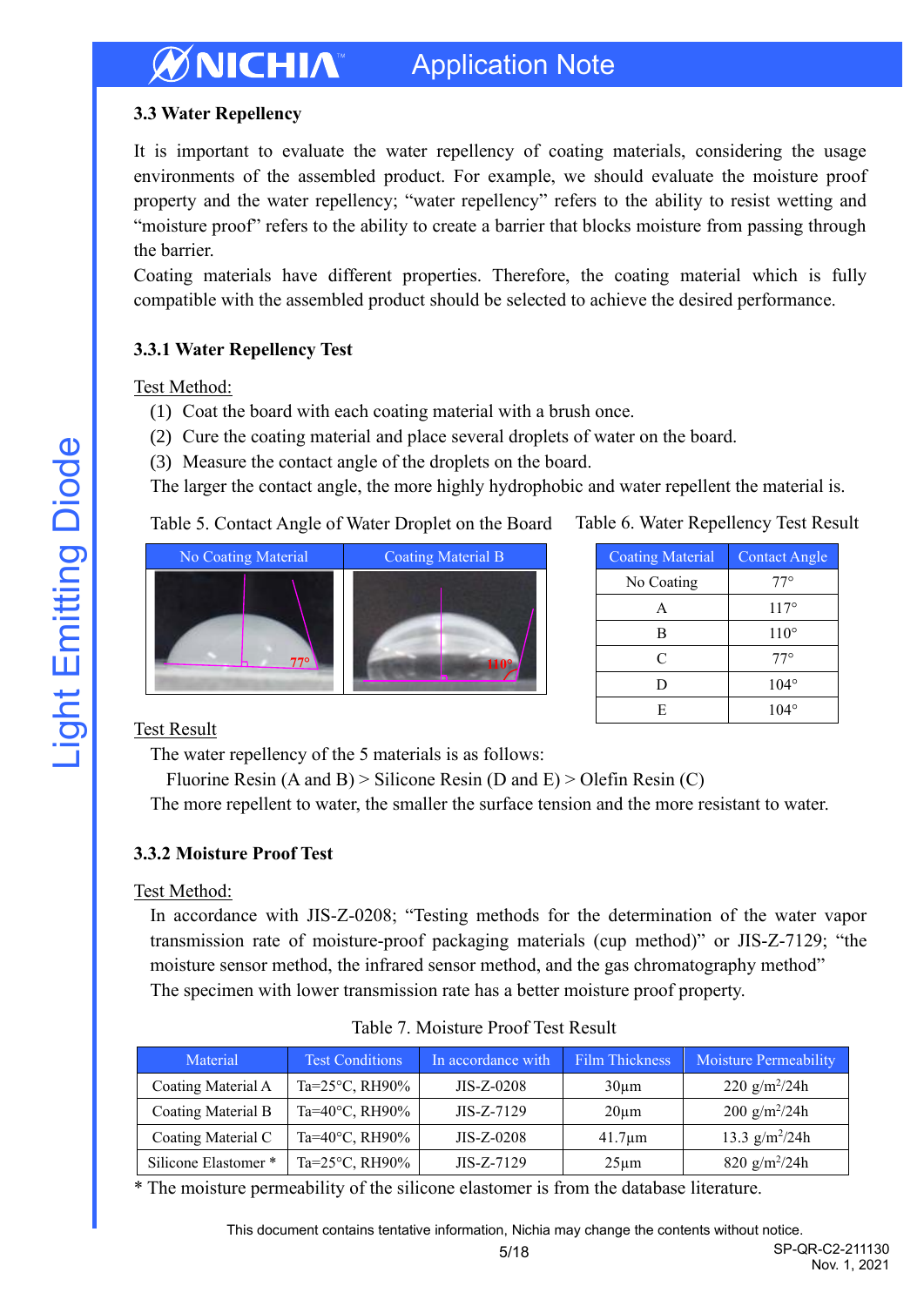### 3.3 Water Repellency

It is important to evaluate the water repellency of coating materials, considering the usage environments of the assembled product. For example, we should evaluate the moisture proof property and the water repellency; "water repellency" refers to the ability to resist wetting and "moisture proof" refers to the ability to create a barrier that blocks moisture from passing through the barrier.

Coating materials have different properties. Therefore, the coating material which is fully compatible with the assembled product should be selected to achieve the desired performance.

#### 3.3.1 Water Repellency Test

Test Method:

(1) Coat the board with each coating material with a brush once.
(2) Cure the coating material and place several droplets of water on the board.
(3) Measure the contact angle of the droplets on the board.

The larger the contact angle, the more highly hydrophobic and water repellent the material is.

Table 5. Contact Angle of Water Droplet on the Board

| No Coating Material | Coating Material B |
|---|---|
| 77° | 110° |

Table 6. Water Repellency Test Result

| Coating Material | Contact Angle |
|---|---|
| No Coating | 77° |
| A | 117° |
| B | 110° |
| C | 77° |
| D | 104° |
| E | 104° |

Test Result

The water repellency of the 5 materials is as follows:

Fluorine Resin (A and B) > Silicone Resin (D and E) > Olefin Resin (C)

The more repellent to water, the smaller the surface tension and the more resistant to water.

#### 3.3.2 Moisture Proof Test

Test Method:

In accordance with JIS-Z-0208; "Testing methods for the determination of the water vapor transmission rate of moisture-proof packaging materials (cup method)" or JIS-Z-7129; "the moisture sensor method, the infrared sensor method, and the gas chromatography method"

The specimen with lower transmission rate has a better moisture proof property.

Table 7. Moisture Proof Test Result

| Material | Test Conditions | In accordance with | Film Thickness | Moisture Permeability |
|---|---|---|---|---|
| Coating Material A | Ta=25°C, RH90% | JIS-Z-0208 | 30μm | 220 $g/m^2/24h$ |
| Coating Material B | Ta=40°C, RH90% | JIS-Z-7129 | 20μm | 200 $g/m^2/24h$ |
| Coating Material C | Ta=40°C, RH90% | JIS-Z-0208 | 41.7μm | 13.3 $g/m^2/24h$ |
| Silicone Elastomer * | Ta=25°C, RH90% | JIS-Z-7129 | 25μm | 820 $g/m^2/24h$ |

* The moisture permeability of the silicone elastomer is from the database literature.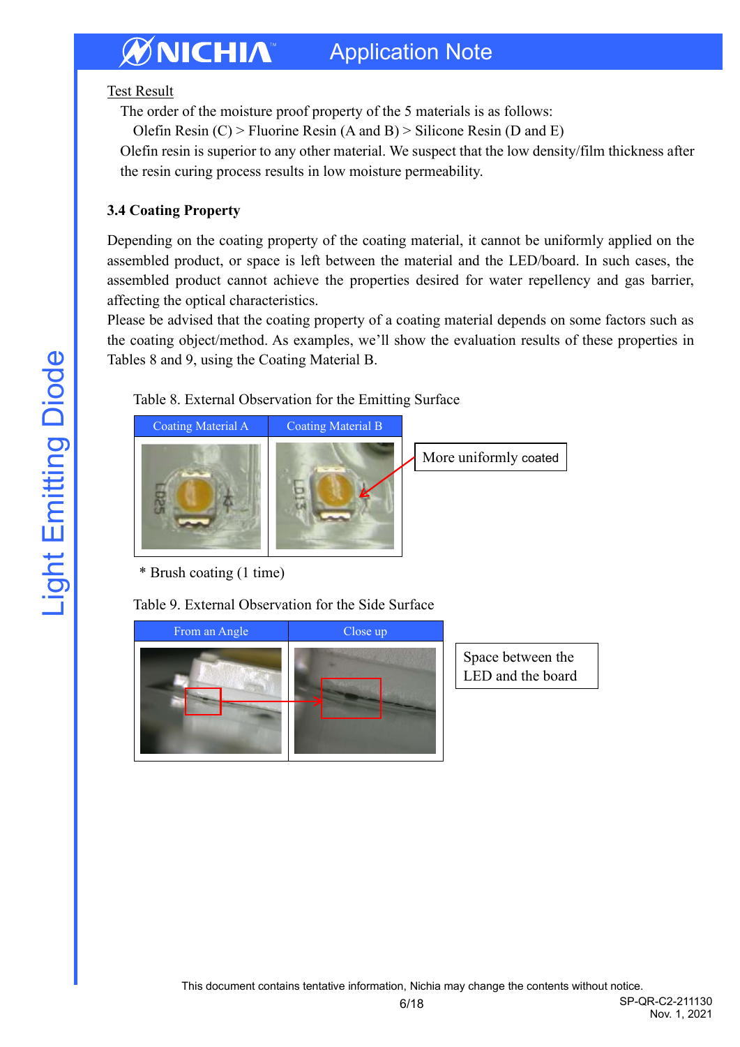Test Result

The order of the moisture proof property of the 5 materials is as follows:

Olefin Resin (C) > Fluorine Resin (A and B) > Silicone Resin (D and E)

Olefin resin is superior to any other material. We suspect that the low density/film thickness after the resin curing process results in low moisture permeability.

### 3.4 Coating Property

Depending on the coating property of the coating material, it cannot be uniformly applied on the assembled product, or space is left between the material and the LED/board. In such cases, the assembled product cannot achieve the properties desired for water repellency and gas barrier, affecting the optical characteristics.

Please be advised that the coating property of a coating material depends on some factors such as the coating object/method. As examples, we'll show the evaluation results of these properties in Tables 8 and 9, using the Coating Material B.

Table 8. External Observation for the Emitting Surface

| Coating Material A | Coating Material B |
|---|---|
| | |

More uniformly coated

* Brush coating (1 time)

Table 9. External Observation for the Side Surface

| From an Angle | Close up |
|---|---|
| | |

Space between the LED and the board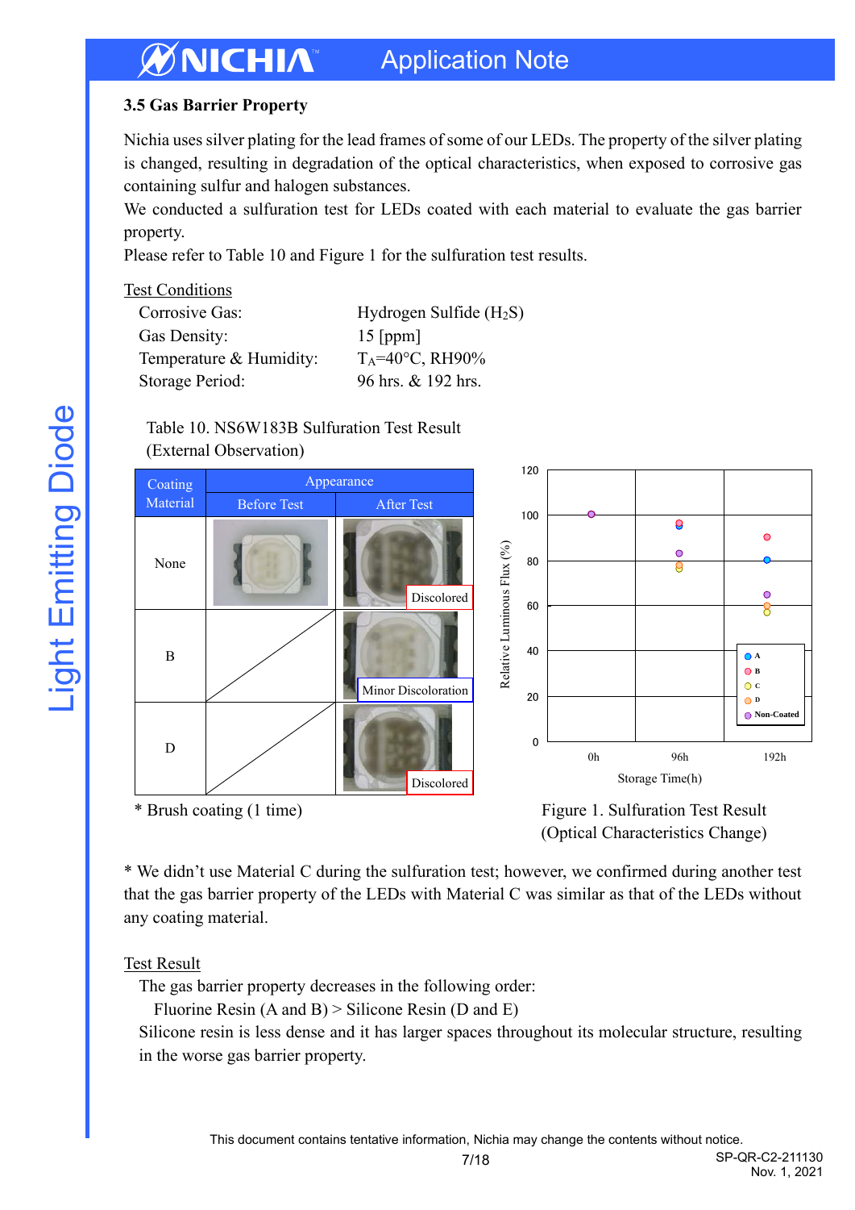### 3.5 Gas Barrier Property

Nichia uses silver plating for the lead frames of some of our LEDs. The property of the silver plating is changed, resulting in degradation of the optical characteristics, when exposed to corrosive gas containing sulfur and halogen substances.

We conducted a sulfuration test for LEDs coated with each material to evaluate the gas barrier property.

Please refer to Table 10 and Figure 1 for the sulfuration test results.

Test Conditions

| | |
|---|---|
| Corrosive Gas: | Hydrogen Sulfide ($H_2S$) |
| Gas Density: | 15 [ppm] |
| Temperature & Humidity: | $T_A$=40°C, RH90% |
| Storage Period: | 96 hrs. & 192 hrs. |

Table 10. NS6W183B Sulfuration Test Result (External Observation)

| Coating Material | Appearance | |
|---|---|---|
| | Before Test | After Test |
| None | | Discolored |
| B | | Minor Discoloration |
| D | | Discolored |

\* Brush coating (1 time)

Figure 1. Sulfuration Test Result (Optical Characteristics Change)

\* We didn't use Material C during the sulfuration test; however, we confirmed during another test that the gas barrier property of the LEDs with Material C was similar as that of the LEDs without any coating material.

Test Result

The gas barrier property decreases in the following order:

Fluorine Resin (A and B) > Silicone Resin (D and E)

Silicone resin is less dense and it has larger spaces throughout its molecular structure, resulting in the worse gas barrier property.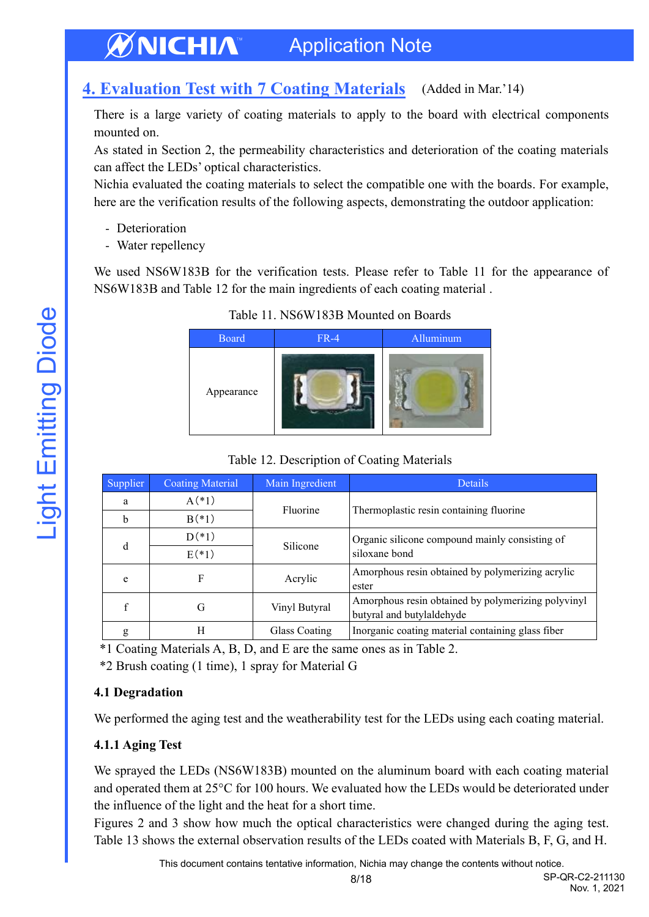## 4. Evaluation Test with 7 Coating Materials (Added in Mar.'14)

There is a large variety of coating materials to apply to the board with electrical components mounted on.
As stated in Section 2, the permeability characteristics and deterioration of the coating materials can affect the LEDs' optical characteristics.
Nichia evaluated the coating materials to select the compatible one with the boards. For example, here are the verification results of the following aspects, demonstrating the outdoor application:

- Deterioration
- Water repellency

We used NS6W183B for the verification tests. Please refer to Table 11 for the appearance of NS6W183B and Table 12 for the main ingredients of each coating material .

Table 11. NS6W183B Mounted on Boards

| Board | FR-4 | Alluminum |
|---|---|---|
| Appearance | | |

Table 12. Description of Coating Materials

| Supplier | Coating Material | Main Ingredient | Details |
|---|---|---|---|
| a | A(*1) | Fluorine | Thermoplastic resin containing fluorine |
| b | B(*1) | | |
| d | D(*1) | Silicone | Organic silicone compound mainly consisting of siloxane bond |
| | E(*1) | | |
| e | F | Acrylic | Amorphous resin obtained by polymerizing acrylic ester |
| f | G | Vinyl Butyral | Amorphous resin obtained by polymerizing polyvinyl butyral and butylaldehyde |
| g | H | Glass Coating | Inorganic coating material containing glass fiber |

*1 Coating Materials A, B, D, and E are the same ones as in Table 2.
*2 Brush coating (1 time), 1 spray for Material G

### 4.1 Degradation

We performed the aging test and the weatherability test for the LEDs using each coating material.

#### 4.1.1 Aging Test

We sprayed the LEDs (NS6W183B) mounted on the aluminum board with each coating material and operated them at 25°C for 100 hours. We evaluated how the LEDs would be deteriorated under the influence of the light and the heat for a short time.
Figures 2 and 3 show how much the optical characteristics were changed during the aging test. Table 13 shows the external observation results of the LEDs coated with Materials B, F, G, and H.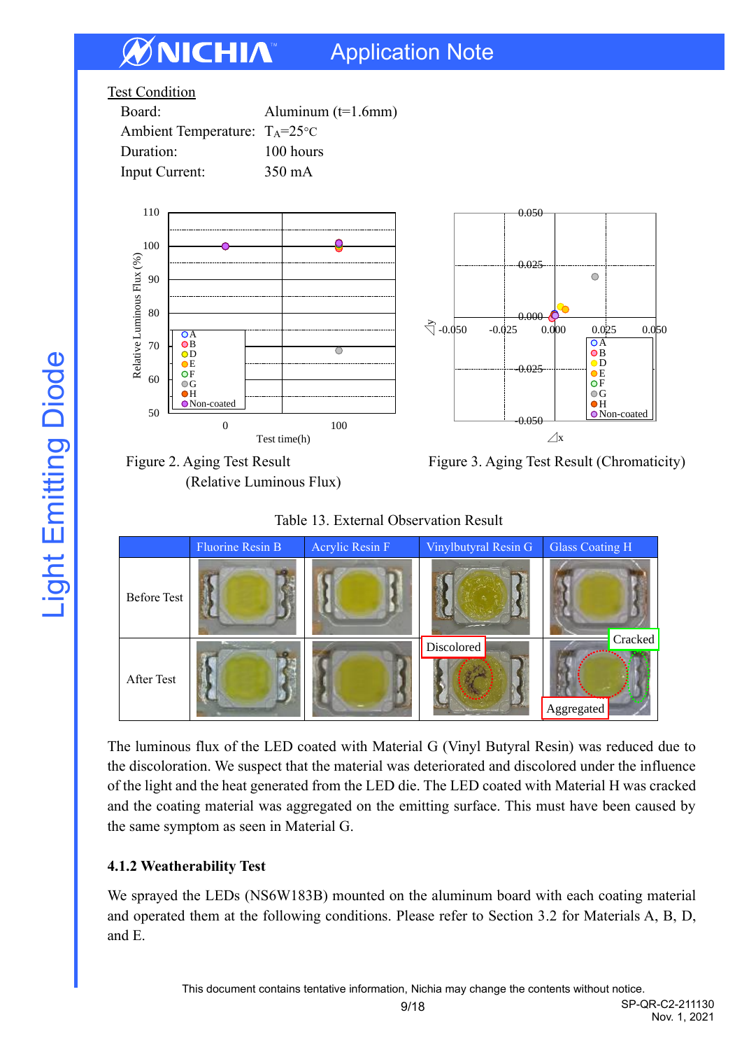Test Condition

| | |
|---|---|
| Board: | Aluminum (t=1.6mm) |
| Ambient Temperature: | $T_A$=25°C |
| Duration: | 100 hours |
| Input Current: | 350 mA |

Figure 2. Aging Test Result (Relative Luminous Flux)

Figure 3. Aging Test Result (Chromaticity)

Table 13. External Observation Result

| | Fluorine Resin B | Acrylic Resin F | Vinylbutyral Resin G | Glass Coating H |
|---|---|---|---|---|
| Before Test | | | | |
| After Test | | | Discolored | Cracked, Aggregated |

The luminous flux of the LED coated with Material G (Vinyl Butyral Resin) was reduced due to the discoloration. We suspect that the material was deteriorated and discolored under the influence of the light and the heat generated from the LED die. The LED coated with Material H was cracked and the coating material was aggregated on the emitting surface. This must have been caused by the same symptom as seen in Material G.

### 4.1.2 Weatherability Test

We sprayed the LEDs (NS6W183B) mounted on the aluminum board with each coating material and operated them at the following conditions. Please refer to Section 3.2 for Materials A, B, D, and E.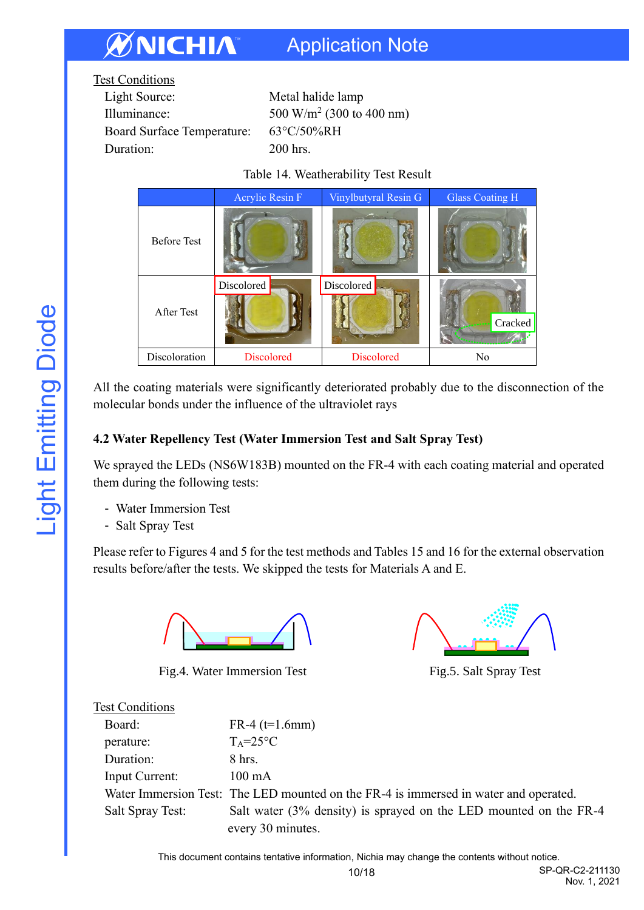Test Conditions

| | |
|---|---|
| Light Source: | Metal halide lamp |
| Illuminance: | 500 W/m$^2$ (300 to 400 nm) |
| Board Surface Temperature: | 63°C/50%RH |
| Duration: | 200 hrs. |

Table 14. Weatherability Test Result

| | Acrylic Resin F | Vinylbutyral Resin G | Glass Coating H |
|---|---|---|---|
| Before Test | | | |
| After Test | Discolored | Discolored | Cracked |
| Discoloration | Discolored | Discolored | No |

All the coating materials were significantly deteriorated probably due to the disconnection of the molecular bonds under the influence of the ultraviolet rays

### 4.2 Water Repellency Test (Water Immersion Test and Salt Spray Test)

We sprayed the LEDs (NS6W183B) mounted on the FR-4 with each coating material and operated them during the following tests:

- Water Immersion Test
- Salt Spray Test

Please refer to Figures 4 and 5 for the test methods and Tables 15 and 16 for the external observation results before/after the tests. We skipped the tests for Materials A and E.

Fig.4. Water Immersion Test

Fig.5. Salt Spray Test

Test Conditions

| | |
|---|---|
| Board: | FR-4 (t=1.6mm) |
| perature: | $T_A$=25°C |
| Duration: | 8 hrs. |
| Input Current: | 100 mA |
| Water Immersion Test: | The LED mounted on the FR-4 is immersed in water and operated. |
| Salt Spray Test: | Salt water (3% density) is sprayed on the LED mounted on the FR-4 every 30 minutes. |

This document contains tentative information, Nichia may change the contents without notice.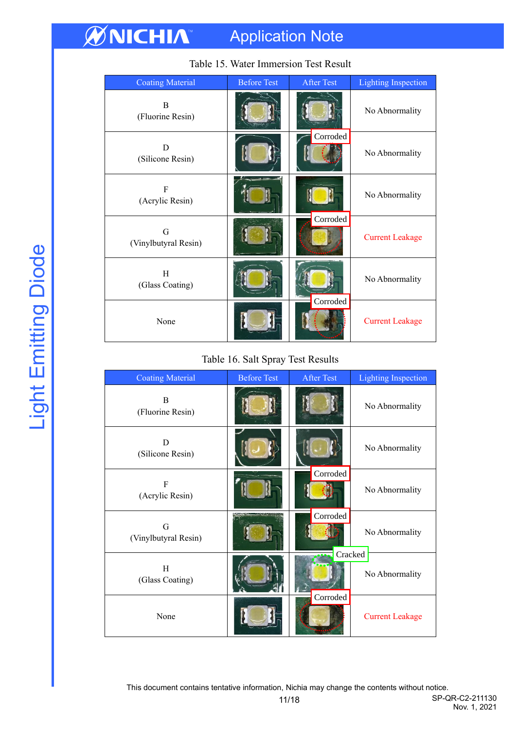Table 15. Water Immersion Test Result

| Coating Material | Before Test | After Test | Lighting Inspection |
|---|---|---|---|
| B (Fluorine Resin) | | | No Abnormality |
| D (Silicone Resin) | | Corroded | No Abnormality |
| F (Acrylic Resin) | | | No Abnormality |
| G (Vinylbutyral Resin) | | Corroded | Current Leakage |
| H (Glass Coating) | | | No Abnormality |
| None | | Corroded | Current Leakage |

Table 16. Salt Spray Test Results

| Coating Material | Before Test | After Test | Lighting Inspection |
|---|---|---|---|
| B (Fluorine Resin) | | | No Abnormality |
| D (Silicone Resin) | | | No Abnormality |
| F (Acrylic Resin) | | Corroded | No Abnormality |
| G (Vinylbutyral Resin) | | Corroded | No Abnormality |
| H (Glass Coating) | | Cracked | No Abnormality |
| None | | Corroded | Current Leakage |

This document contains tentative information, Nichia may change the contents without notice.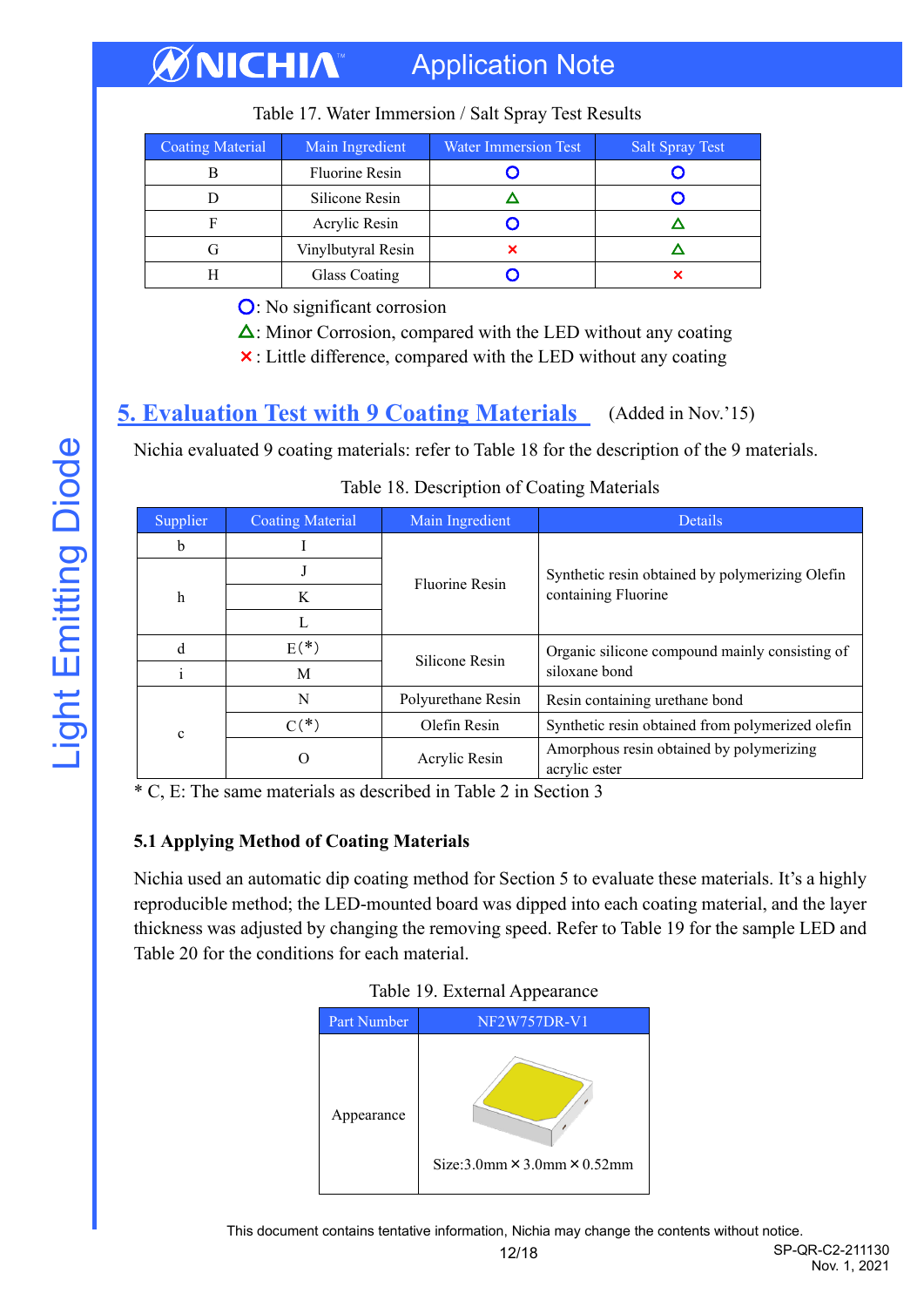Table 17. Water Immersion / Salt Spray Test Results

| Coating Material | Main Ingredient | Water Immersion Test | Salt Spray Test |
|---|---|---|---|
| B | Fluorine Resin | ○ | ○ |
| D | Silicone Resin | △ | ○ |
| F | Acrylic Resin | ○ | △ |
| G | Vinylbutyral Resin | × | △ |
| H | Glass Coating | ○ | × |

○: No significant corrosion
△: Minor Corrosion, compared with the LED without any coating
×: Little difference, compared with the LED without any coating

## 5. Evaluation Test with 9 Coating Materials (Added in Nov.'15)

Nichia evaluated 9 coating materials: refer to Table 18 for the description of the 9 materials.

Table 18. Description of Coating Materials

| Supplier | Coating Material | Main Ingredient | Details |
|---|---|---|---|
| b | I | Fluorine Resin | Synthetic resin obtained by polymerizing Olefin containing Fluorine |
| h | J | | |
| | K | | |
| | L | | |
| d | E(*) | Silicone Resin | Organic silicone compound mainly consisting of siloxane bond |
| i | M | | |
| c | N | Polyurethane Resin | Resin containing urethane bond |
| | C(*) | Olefin Resin | Synthetic resin obtained from polymerized olefin |
| | O | Acrylic Resin | Amorphous resin obtained by polymerizing acrylic ester |

* C, E: The same materials as described in Table 2 in Section 3

### 5.1 Applying Method of Coating Materials

Nichia used an automatic dip coating method for Section 5 to evaluate these materials. It's a highly reproducible method; the LED-mounted board was dipped into each coating material, and the layer thickness was adjusted by changing the removing speed. Refer to Table 19 for the sample LED and Table 20 for the conditions for each material.

Table 19. External Appearance

| Part Number | NF2W757DR-V1 |
|---|---|
| Appearance | Size:3.0mm × 3.0mm × 0.52mm |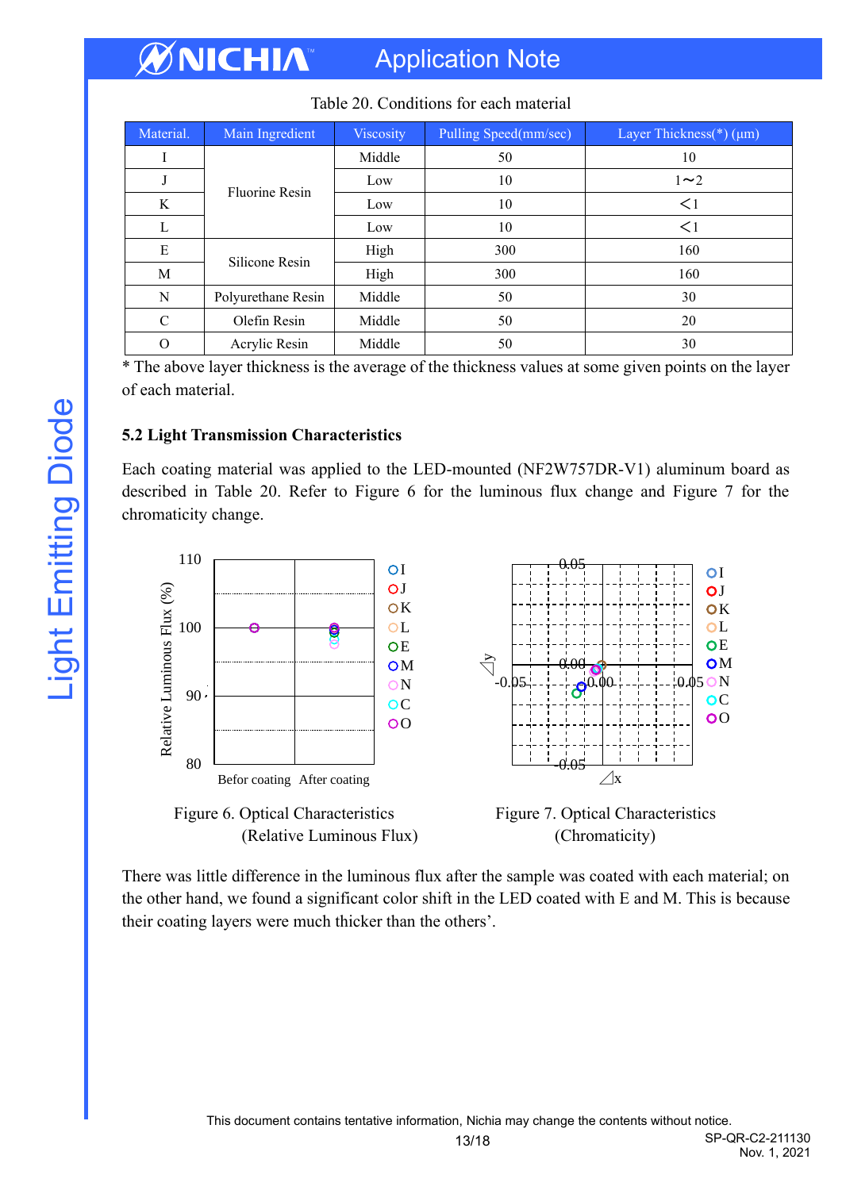Table 20. Conditions for each material

| Material. | Main Ingredient | Viscosity | Pulling Speed(mm/sec) | Layer Thickness(*) (μm) |
|---|---|---|---|---|
| I | Fluorine Resin | Middle | 50 | 10 |
| J | | Low | 10 | 1～2 |
| K | | Low | 10 | ＜1 |
| L | | Low | 10 | ＜1 |
| E | Silicone Resin | High | 300 | 160 |
| M | | High | 300 | 160 |
| N | Polyurethane Resin | Middle | 50 | 30 |
| C | Olefin Resin | Middle | 50 | 20 |
| O | Acrylic Resin | Middle | 50 | 30 |

* The above layer thickness is the average of the thickness values at some given points on the layer of each material.

### 5.2 Light Transmission Characteristics

Each coating material was applied to the LED-mounted (NF2W757DR-V1) aluminum board as described in Table 20. Refer to Figure 6 for the luminous flux change and Figure 7 for the chromaticity change.

Figure 6. Optical Characteristics (Relative Luminous Flux)

Figure 7. Optical Characteristics (Chromaticity)

There was little difference in the luminous flux after the sample was coated with each material; on the other hand, we found a significant color shift in the LED coated with E and M. This is because their coating layers were much thicker than the others'.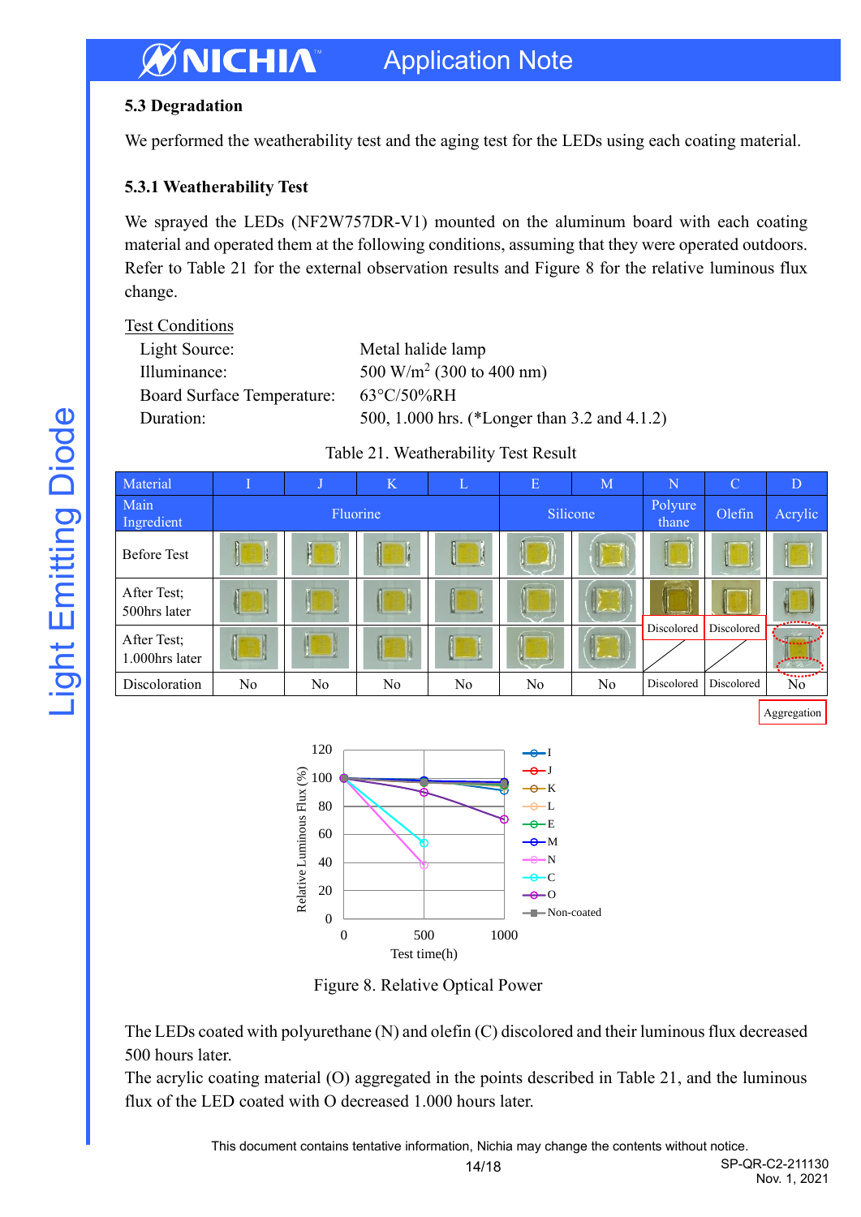### 5.3 Degradation

We performed the weatherability test and the aging test for the LEDs using each coating material.

#### 5.3.1 Weatherability Test

We sprayed the LEDs (NF2W757DR-V1) mounted on the aluminum board with each coating material and operated them at the following conditions, assuming that they were operated outdoors. Refer to Table 21 for the external observation results and Figure 8 for the relative luminous flux change.

Test Conditions

| | |
|---|---|
| Light Source: | Metal halide lamp |
| Illuminance: | 500 W/m$^2$ (300 to 400 nm) |
| Board Surface Temperature: | 63°C/50%RH |
| Duration: | 500, 1.000 hrs. (*Longer than 3.2 and 4.1.2) |

Table 21. Weatherability Test Result

| Material | I | J | K | L | E | M | N | C | D |
|---|---|---|---|---|---|---|---|---|---|
| Main Ingredient | Fluorine | | | | Silicone | | Polyurethane | Olefin | Acrylic |
| Before Test | | | | | | | | | |
| After Test; 500hrs later | | | | | | | | | |
| After Test; 1.000hrs later | | | | | | | Discolored | Discolored | |
| Discoloration | No | No | No | No | No | No | Discolored | Discolored | No |

Aggregation

Figure 8. Relative Optical Power

The LEDs coated with polyurethane (N) and olefin (C) discolored and their luminous flux decreased 500 hours later.
The acrylic coating material (O) aggregated in the points described in Table 21, and the luminous flux of the LED coated with O decreased 1.000 hours later.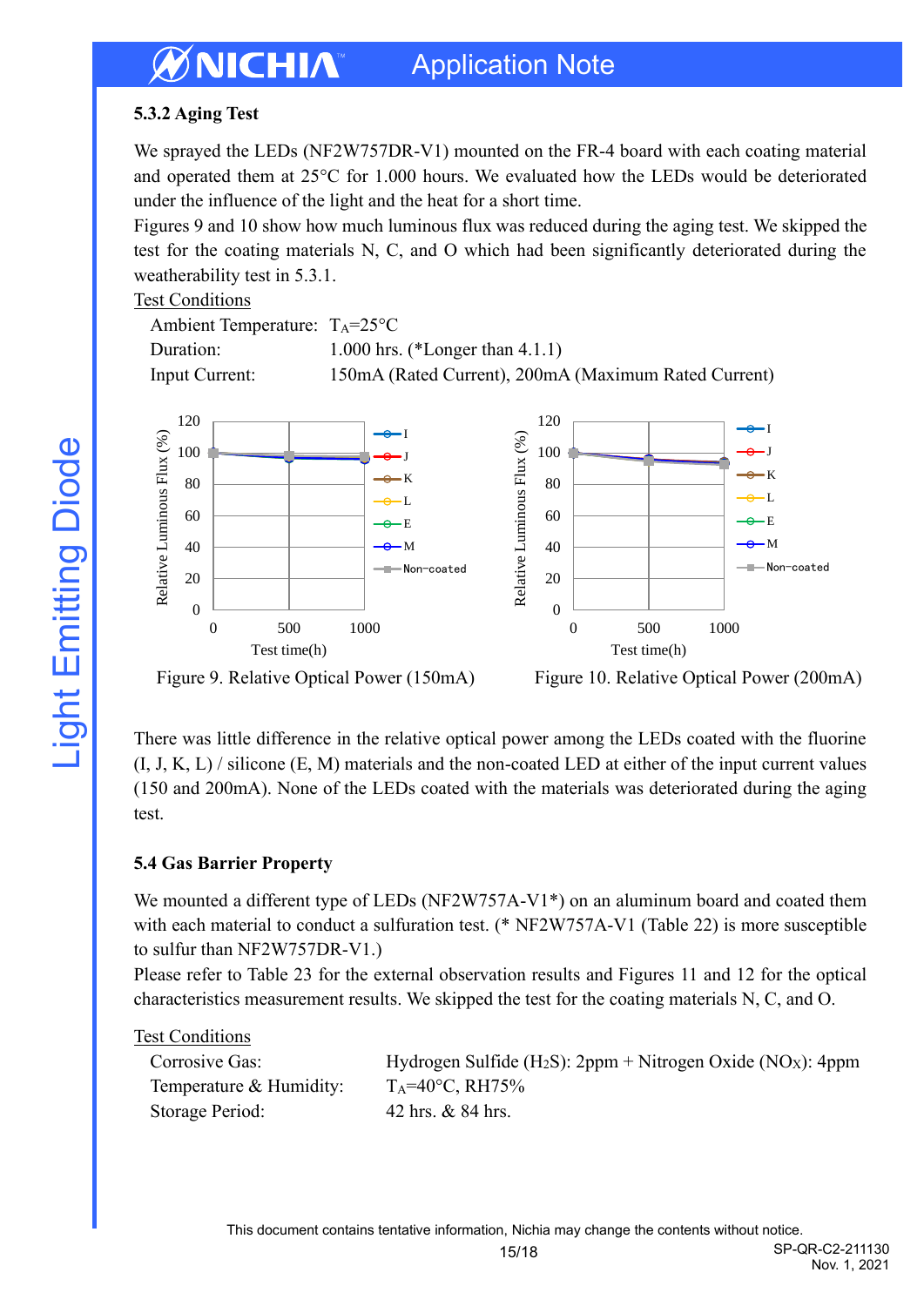### 5.3.2 Aging Test

We sprayed the LEDs (NF2W757DR-V1) mounted on the FR-4 board with each coating material and operated them at 25°C for 1.000 hours. We evaluated how the LEDs would be deteriorated under the influence of the light and the heat for a short time.
Figures 9 and 10 show how much luminous flux was reduced during the aging test. We skipped the test for the coating materials N, C, and O which had been significantly deteriorated during the weatherability test in 5.3.1.

Test Conditions

Ambient Temperature: $T_A$=25°C
Duration: 1.000 hrs. (*Longer than 4.1.1)
Input Current: 150mA (Rated Current), 200mA (Maximum Rated Current)

Figure 9. Relative Optical Power (150mA)

Figure 10. Relative Optical Power (200mA)

There was little difference in the relative optical power among the LEDs coated with the fluorine (I, J, K, L) / silicone (E, M) materials and the non-coated LED at either of the input current values (150 and 200mA). None of the LEDs coated with the materials was deteriorated during the aging test.

## 5.4 Gas Barrier Property

We mounted a different type of LEDs (NF2W757A-V1*) on an aluminum board and coated them with each material to conduct a sulfuration test. (* NF2W757A-V1 (Table 22) is more susceptible to sulfur than NF2W757DR-V1.)
Please refer to Table 23 for the external observation results and Figures 11 and 12 for the optical characteristics measurement results. We skipped the test for the coating materials N, C, and O.

Test Conditions

Corrosive Gas: Hydrogen Sulfide ($H_2S$): 2ppm + Nitrogen Oxide ($NO_X$): 4ppm
Temperature & Humidity: $T_A$=40°C, RH75%
Storage Period: 42 hrs. & 84 hrs.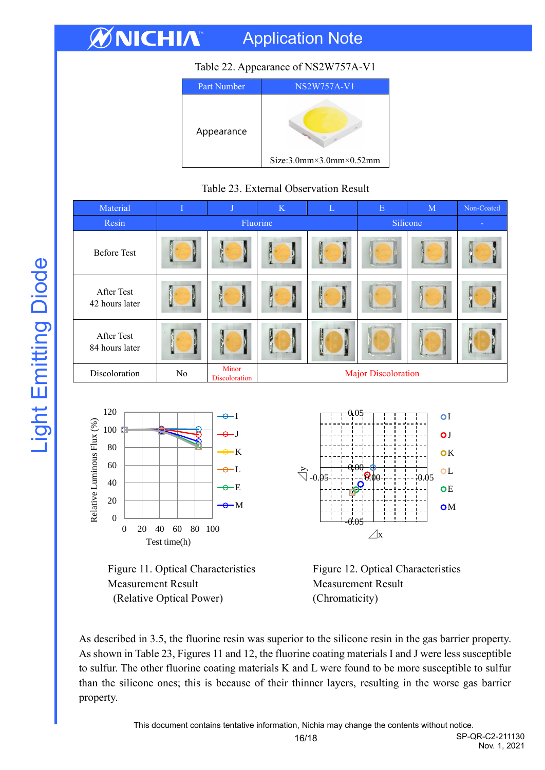Table 22. Appearance of NS2W757A-V1

| Part Number | NS2W757A-V1 |
|---|---|
| Appearance | Size:3.0mm×3.0mm×0.52mm |

Table 23. External Observation Result

| Material | I | J | K | L | E | M | Non-Coated |
|---|---|---|---|---|---|---|---|
| Resin | Fluorine | | | | Silicone | | - |
| Before Test | | | | | | | |
| After Test 42 hours later | | | | | | | |
| After Test 84 hours later | | | | | | | |
| Discoloration | No | Minor Discoloration | Major Discoloration | | | | |

Figure 11. Optical Characteristics Measurement Result (Relative Optical Power)

Figure 12. Optical Characteristics Measurement Result (Chromaticity)

As described in 3.5, the fluorine resin was superior to the silicone resin in the gas barrier property. As shown in Table 23, Figures 11 and 12, the fluorine coating materials I and J were less susceptible to sulfur. The other fluorine coating materials K and L were found to be more susceptible to sulfur than the silicone ones; this is because of their thinner layers, resulting in the worse gas barrier property.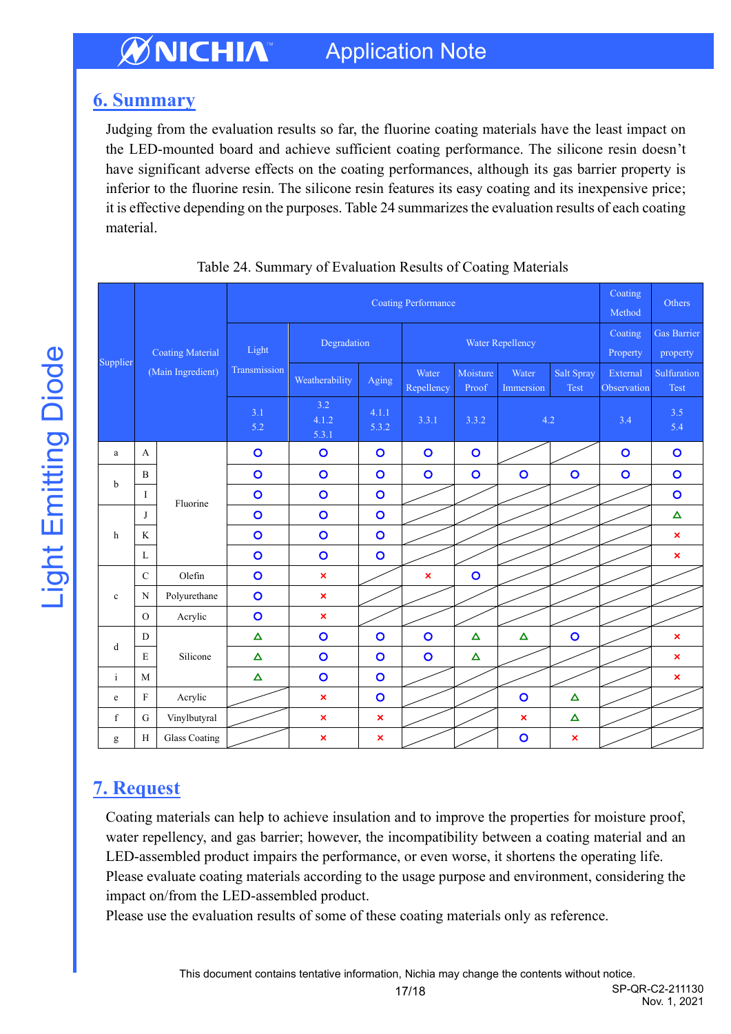## 6. Summary

Judging from the evaluation results so far, the fluorine coating materials have the least impact on the LED-mounted board and achieve sufficient coating performance. The silicone resin doesn't have significant adverse effects on the coating performances, although its gas barrier property is inferior to the fluorine resin. The silicone resin features its easy coating and its inexpensive price; it is effective depending on the purposes. Table 24 summarizes the evaluation results of each coating material.

Table 24. Summary of Evaluation Results of Coating Materials

| Supplier | Coating Material (Main Ingredient) | | Coating Performance | | | | | | | Coating Method | Others |
|---|---|---|---|---|---|---|---|---|---|---|---|
| | | | Light Transmission | Degradation | | Water Repellency | | | | Coating Property | Gas Barrier property |
| | | | | Weatherability | Aging | Water Repellency | Moisture Proof | Water Immersion | Salt Spray Test | External Observation | Sulfuration Test |
| | | | 3.1 5.2 | 3.2 4.1.2 5.3.1 | 4.1.1 5.3.2 | 3.3.1 | 3.3.2 | 4.2 | | 3.4 | 3.5 5.4 |
| a | A | Fluorine | ○ | ○ | ○ | ○ | ○ | / | / | ○ | ○ |
| b | B | Fluorine | ○ | ○ | ○ | ○ | ○ | ○ | ○ | ○ | ○ |
| b | I | Fluorine | ○ | ○ | ○ | / | / | / | / | / | ○ |
| h | J | Fluorine | ○ | ○ | ○ | / | / | / | / | / | △ |
| h | K | Fluorine | ○ | ○ | ○ | / | / | / | / | / | × |
| h | L | Fluorine | ○ | ○ | ○ | / | / | / | / | / | × |
| c | C | Olefin | ○ | × | / | × | ○ | / | / | / | / |
| c | N | Polyurethane | ○ | × | / | / | / | / | / | / | / |
| c | O | Acrylic | ○ | × | / | / | / | / | / | / | / |
| d | D | Silicone | △ | ○ | ○ | ○ | △ | △ | ○ | / | × |
| d | E | Silicone | △ | ○ | ○ | ○ | △ | / | / | / | × |
| i | M | Silicone | △ | ○ | ○ | / | / | / | / | / | × |
| e | F | Acrylic | / | × | ○ | / | / | ○ | △ | / | / |
| f | G | Vinylbutyral | / | × | × | / | / | × | △ | / | / |
| g | H | Glass Coating | / | × | × | / | / | ○ | × | / | / |

## 7. Request

Coating materials can help to achieve insulation and to improve the properties for moisture proof, water repellency, and gas barrier; however, the incompatibility between a coating material and an LED-assembled product impairs the performance, or even worse, it shortens the operating life.
Please evaluate coating materials according to the usage purpose and environment, considering the impact on/from the LED-assembled product.
Please use the evaluation results of some of these coating materials only as reference.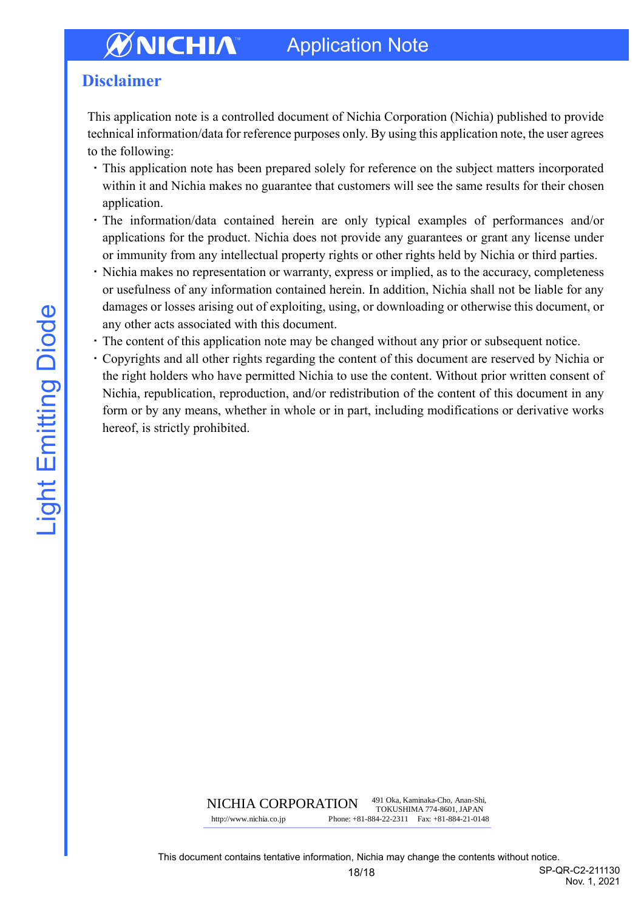## Disclaimer

This application note is a controlled document of Nichia Corporation (Nichia) published to provide technical information/data for reference purposes only. By using this application note, the user agrees to the following:

- This application note has been prepared solely for reference on the subject matters incorporated within it and Nichia makes no guarantee that customers will see the same results for their chosen application.
- The information/data contained herein are only typical examples of performances and/or applications for the product. Nichia does not provide any guarantees or grant any license under or immunity from any intellectual property rights or other rights held by Nichia or third parties.
- Nichia makes no representation or warranty, express or implied, as to the accuracy, completeness or usefulness of any information contained herein. In addition, Nichia shall not be liable for any damages or losses arising out of exploiting, using, or downloading or otherwise this document, or any other acts associated with this document.
- The content of this application note may be changed without any prior or subsequent notice.
- Copyrights and all other rights regarding the content of this document are reserved by Nichia or the right holders who have permitted Nichia to use the content. Without prior written consent of Nichia, republication, reproduction, and/or redistribution of the content of this document in any form or by any means, whether in whole or in part, including modifications or derivative works hereof, is strictly prohibited.

NICHIA CORPORATION
491 Oka, Kaminaka-Cho, Anan-Shi, TOKUSHIMA 774-8601, JAPAN
http://www.nichia.co.jp
Phone: +81-884-22-2311 Fax: +81-884-21-0148